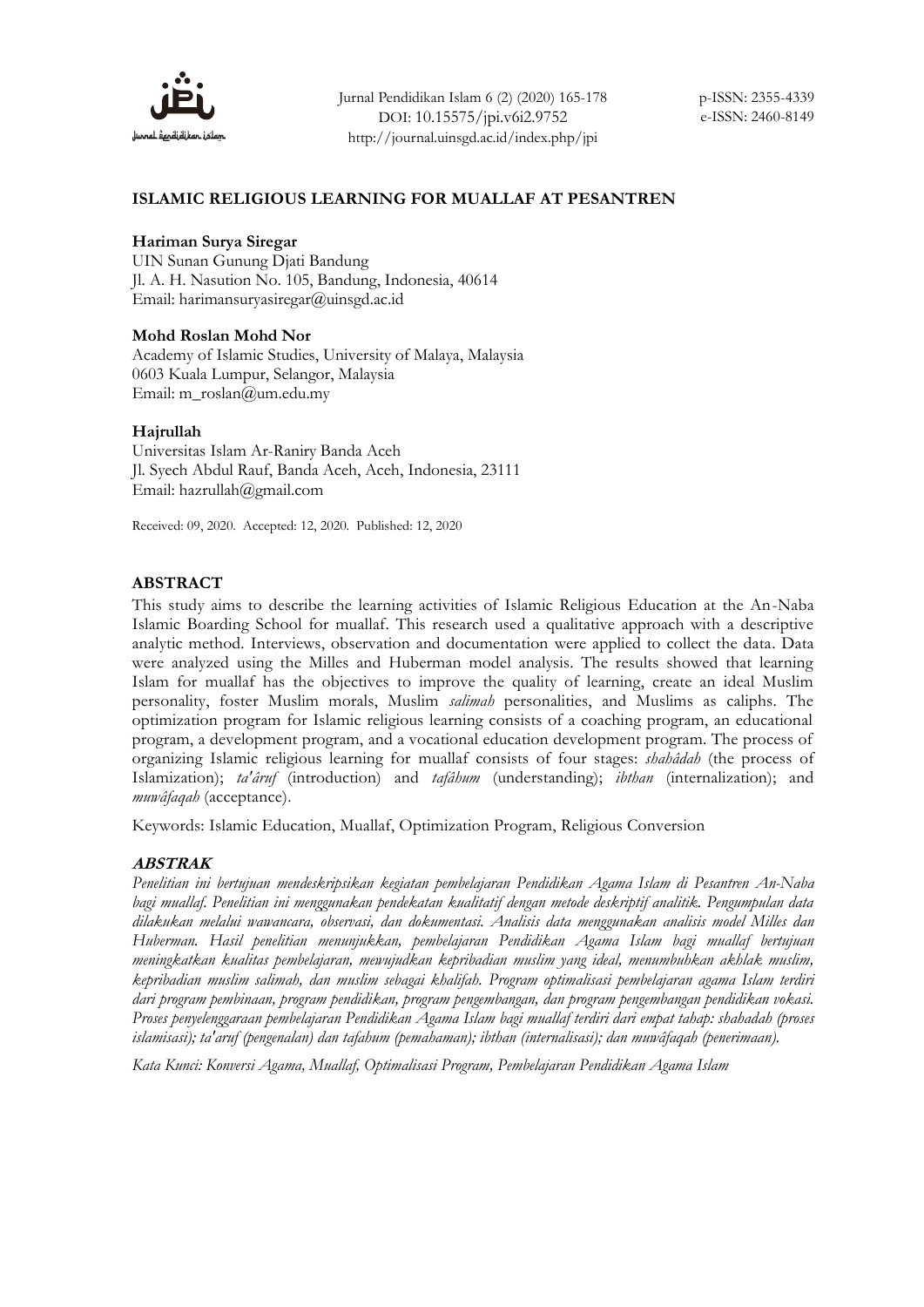# ISLAMIC RELIGIOUS LEARNING FOR MUALLAF AT PESANTREN

**Hariman Surya Siregar**
UIN Sunan Gunung Djati Bandung
Jl. A. H. Nasution No. 105, Bandung, Indonesia, 40614
Email: harimansuryasiregar@uinsgd.ac.id

**Mohd Roslan Mohd Nor**
Academy of Islamic Studies, University of Malaya, Malaysia
0603 Kuala Lumpur, Selangor, Malaysia
Email: m_roslan@um.edu.my

**Hajrullah**
Universitas Islam Ar-Raniry Banda Aceh
Jl. Syech Abdul Rauf, Banda Aceh, Aceh, Indonesia, 23111
Email: hazrullah@gmail.com

Received: 09, 2020. Accepted: 12, 2020. Published: 12, 2020

## ABSTRACT

This study aims to describe the learning activities of Islamic Religious Education at the An-Naba Islamic Boarding School for muallaf. This research used a qualitative approach with a descriptive analytic method. Interviews, observation and documentation were applied to collect the data. Data were analyzed using the Milles and Huberman model analysis. The results showed that learning Islam for muallaf has the objectives to improve the quality of learning, create an ideal Muslim personality, foster Muslim morals, Muslim *salimah* personalities, and Muslims as caliphs. The optimization program for Islamic religious learning consists of a coaching program, an educational program, a development program, and a vocational education development program. The process of organizing Islamic religious learning for muallaf consists of four stages: *shahâdah* (the process of Islamization); *ta'âruf* (introduction) and *tafâhum* (understanding); *ibthan* (internalization); and *muwâfaqah* (acceptance).

Keywords: Islamic Education, Muallaf, Optimization Program, Religious Conversion

## *ABSTRAK*

*Penelitian ini bertujuan mendeskripsikan kegiatan pembelajaran Pendidikan Agama Islam di Pesantren An-Naba bagi muallaf. Penelitian ini menggunakan pendekatan kualitatif dengan metode deskriptif analitik. Pengumpulan data dilakukan melalui wawancara, observasi, dan dokumentasi. Analisis data menggunakan analisis model Milles dan Huberman. Hasil penelitian menunjukkan, pembelajaran Pendidikan Agama Islam bagi muallaf bertujuan meningkatkan kualitas pembelajaran, mewujudkan kepribadian muslim yang ideal, menumbuhkan akhlak muslim, kepribadian muslim salimah, dan muslim sebagai khalifah. Program optimalisasi pembelajaran agama Islam terdiri dari program pembinaan, program pendidikan, program pengembangan, dan program pengembangan pendidikan vokasi. Proses penyelenggaraan pembelajaran Pendidikan Agama Islam bagi muallaf terdiri dari empat tahap: shahadah (proses islamisasi); ta'aruf (pengenalan) dan tafahum (pemahaman); ibthan (internalisasi); dan muwâfaqah (penerimaan).*

*Kata Kunci: Konversi Agama, Muallaf, Optimalisasi Program, Pembelajaran Pendidikan Agama Islam*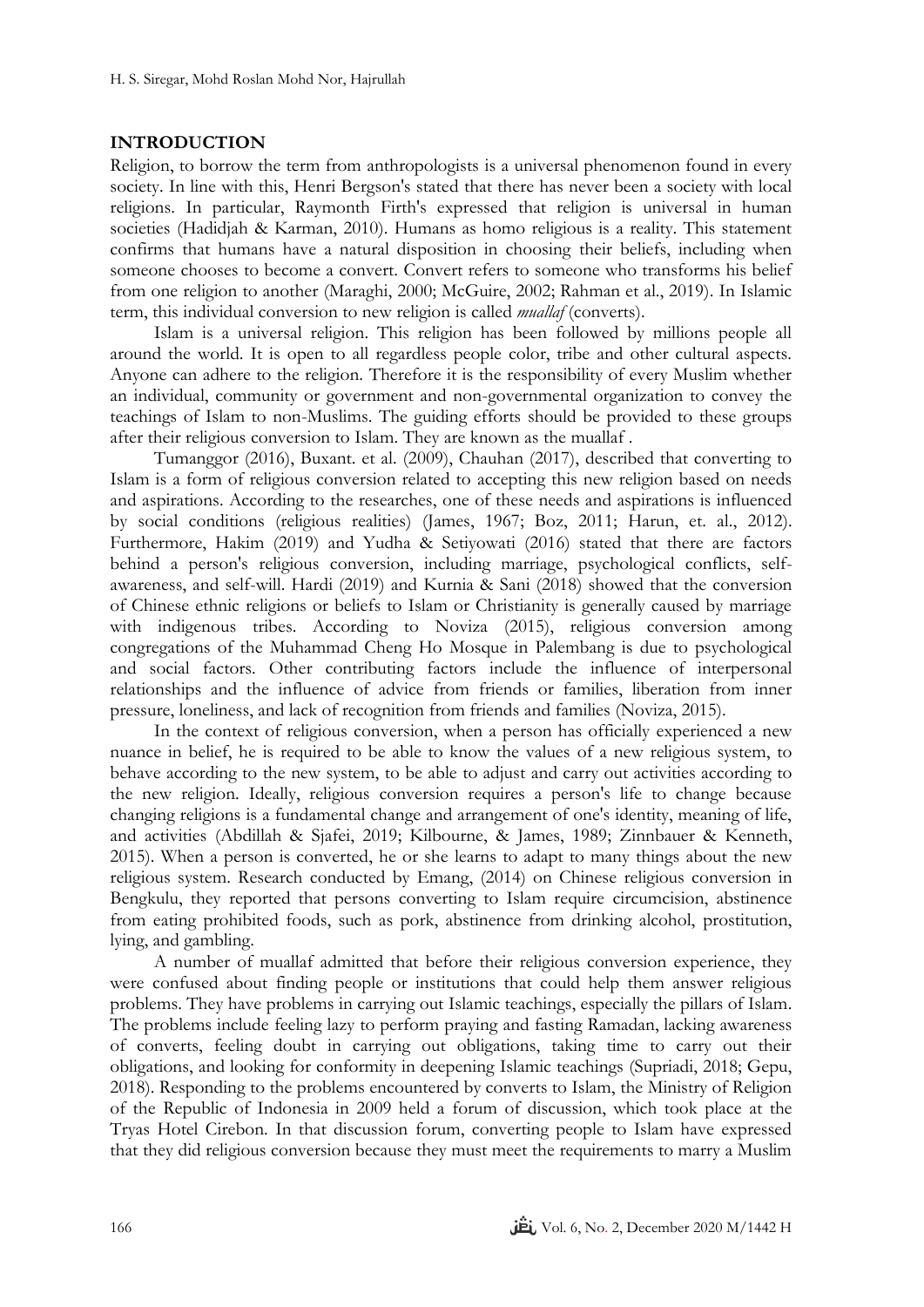## INTRODUCTION

Religion, to borrow the term from anthropologists is a universal phenomenon found in every society. In line with this, Henri Bergson's stated that there has never been a society with local religions. In particular, Raymonth Firth's expressed that religion is universal in human societies (Hadidjah & Karman, 2010). Humans as homo religious is a reality. This statement confirms that humans have a natural disposition in choosing their beliefs, including when someone chooses to become a convert. Convert refers to someone who transforms his belief from one religion to another (Maraghi, 2000; McGuire, 2002; Rahman et al., 2019). In Islamic term, this individual conversion to new religion is called *muallaf* (converts).

Islam is a universal religion. This religion has been followed by millions people all around the world. It is open to all regardless people color, tribe and other cultural aspects. Anyone can adhere to the religion. Therefore it is the responsibility of every Muslim whether an individual, community or government and non-governmental organization to convey the teachings of Islam to non-Muslims. The guiding efforts should be provided to these groups after their religious conversion to Islam. They are known as the muallaf .

Tumanggor (2016), Buxant. et al. (2009), Chauhan (2017), described that converting to Islam is a form of religious conversion related to accepting this new religion based on needs and aspirations. According to the researches, one of these needs and aspirations is influenced by social conditions (religious realities) (James, 1967; Boz, 2011; Harun, et. al., 2012). Furthermore, Hakim (2019) and Yudha & Setiyowati (2016) stated that there are factors behind a person's religious conversion, including marriage, psychological conflicts, self-awareness, and self-will. Hardi (2019) and Kurnia & Sani (2018) showed that the conversion of Chinese ethnic religions or beliefs to Islam or Christianity is generally caused by marriage with indigenous tribes. According to Noviza (2015), religious conversion among congregations of the Muhammad Cheng Ho Mosque in Palembang is due to psychological and social factors. Other contributing factors include the influence of interpersonal relationships and the influence of advice from friends or families, liberation from inner pressure, loneliness, and lack of recognition from friends and families (Noviza, 2015).

In the context of religious conversion, when a person has officially experienced a new nuance in belief, he is required to be able to know the values of a new religious system, to behave according to the new system, to be able to adjust and carry out activities according to the new religion. Ideally, religious conversion requires a person's life to change because changing religions is a fundamental change and arrangement of one's identity, meaning of life, and activities (Abdillah & Sjafei, 2019; Kilbourne, & James, 1989; Zinnbauer & Kenneth, 2015). When a person is converted, he or she learns to adapt to many things about the new religious system. Research conducted by Emang, (2014) on Chinese religious conversion in Bengkulu, they reported that persons converting to Islam require circumcision, abstinence from eating prohibited foods, such as pork, abstinence from drinking alcohol, prostitution, lying, and gambling.

A number of muallaf admitted that before their religious conversion experience, they were confused about finding people or institutions that could help them answer religious problems. They have problems in carrying out Islamic teachings, especially the pillars of Islam. The problems include feeling lazy to perform praying and fasting Ramadan, lacking awareness of converts, feeling doubt in carrying out obligations, taking time to carry out their obligations, and looking for conformity in deepening Islamic teachings (Supriadi, 2018; Gepu, 2018). Responding to the problems encountered by converts to Islam, the Ministry of Religion of the Republic of Indonesia in 2009 held a forum of discussion, which took place at the Tryas Hotel Cirebon. In that discussion forum, converting people to Islam have expressed that they did religious conversion because they must meet the requirements to marry a Muslim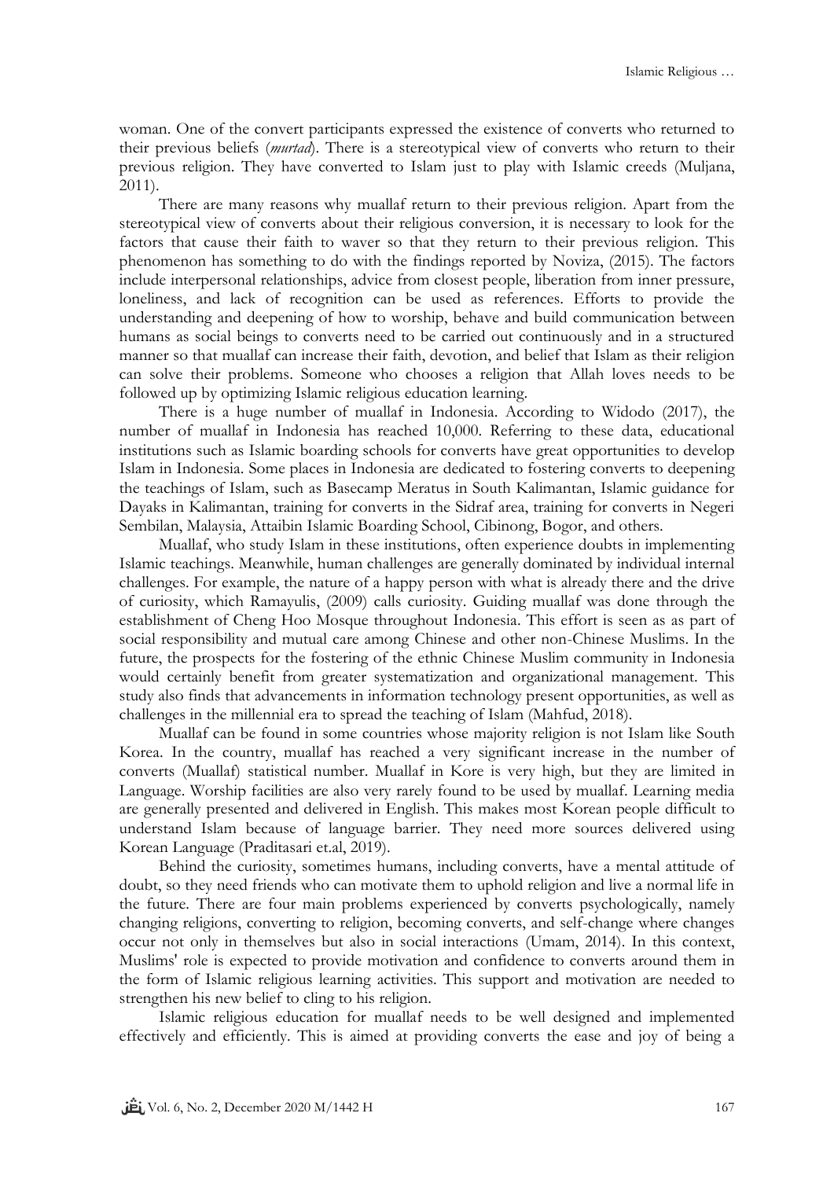woman. One of the convert participants expressed the existence of converts who returned to their previous beliefs (*murtad*). There is a stereotypical view of converts who return to their previous religion. They have converted to Islam just to play with Islamic creeds (Muljana, 2011).

There are many reasons why muallaf return to their previous religion. Apart from the stereotypical view of converts about their religious conversion, it is necessary to look for the factors that cause their faith to waver so that they return to their previous religion. This phenomenon has something to do with the findings reported by Noviza, (2015). The factors include interpersonal relationships, advice from closest people, liberation from inner pressure, loneliness, and lack of recognition can be used as references. Efforts to provide the understanding and deepening of how to worship, behave and build communication between humans as social beings to converts need to be carried out continuously and in a structured manner so that muallaf can increase their faith, devotion, and belief that Islam as their religion can solve their problems. Someone who chooses a religion that Allah loves needs to be followed up by optimizing Islamic religious education learning.

There is a huge number of muallaf in Indonesia. According to Widodo (2017), the number of muallaf in Indonesia has reached 10,000. Referring to these data, educational institutions such as Islamic boarding schools for converts have great opportunities to develop Islam in Indonesia. Some places in Indonesia are dedicated to fostering converts to deepening the teachings of Islam, such as Basecamp Meratus in South Kalimantan, Islamic guidance for Dayaks in Kalimantan, training for converts in the Sidraf area, training for converts in Negeri Sembilan, Malaysia, Attaibin Islamic Boarding School, Cibinong, Bogor, and others.

Muallaf, who study Islam in these institutions, often experience doubts in implementing Islamic teachings. Meanwhile, human challenges are generally dominated by individual internal challenges. For example, the nature of a happy person with what is already there and the drive of curiosity, which Ramayulis, (2009) calls curiosity. Guiding muallaf was done through the establishment of Cheng Hoo Mosque throughout Indonesia. This effort is seen as as part of social responsibility and mutual care among Chinese and other non-Chinese Muslims. In the future, the prospects for the fostering of the ethnic Chinese Muslim community in Indonesia would certainly benefit from greater systematization and organizational management. This study also finds that advancements in information technology present opportunities, as well as challenges in the millennial era to spread the teaching of Islam (Mahfud, 2018).

Muallaf can be found in some countries whose majority religion is not Islam like South Korea. In the country, muallaf has reached a very significant increase in the number of converts (Muallaf) statistical number. Muallaf in Kore is very high, but they are limited in Language. Worship facilities are also very rarely found to be used by muallaf. Learning media are generally presented and delivered in English. This makes most Korean people difficult to understand Islam because of language barrier. They need more sources delivered using Korean Language (Praditasari et.al, 2019).

Behind the curiosity, sometimes humans, including converts, have a mental attitude of doubt, so they need friends who can motivate them to uphold religion and live a normal life in the future. There are four main problems experienced by converts psychologically, namely changing religions, converting to religion, becoming converts, and self-change where changes occur not only in themselves but also in social interactions (Umam, 2014). In this context, Muslims' role is expected to provide motivation and confidence to converts around them in the form of Islamic religious learning activities. This support and motivation are needed to strengthen his new belief to cling to his religion.

Islamic religious education for muallaf needs to be well designed and implemented effectively and efficiently. This is aimed at providing converts the ease and joy of being a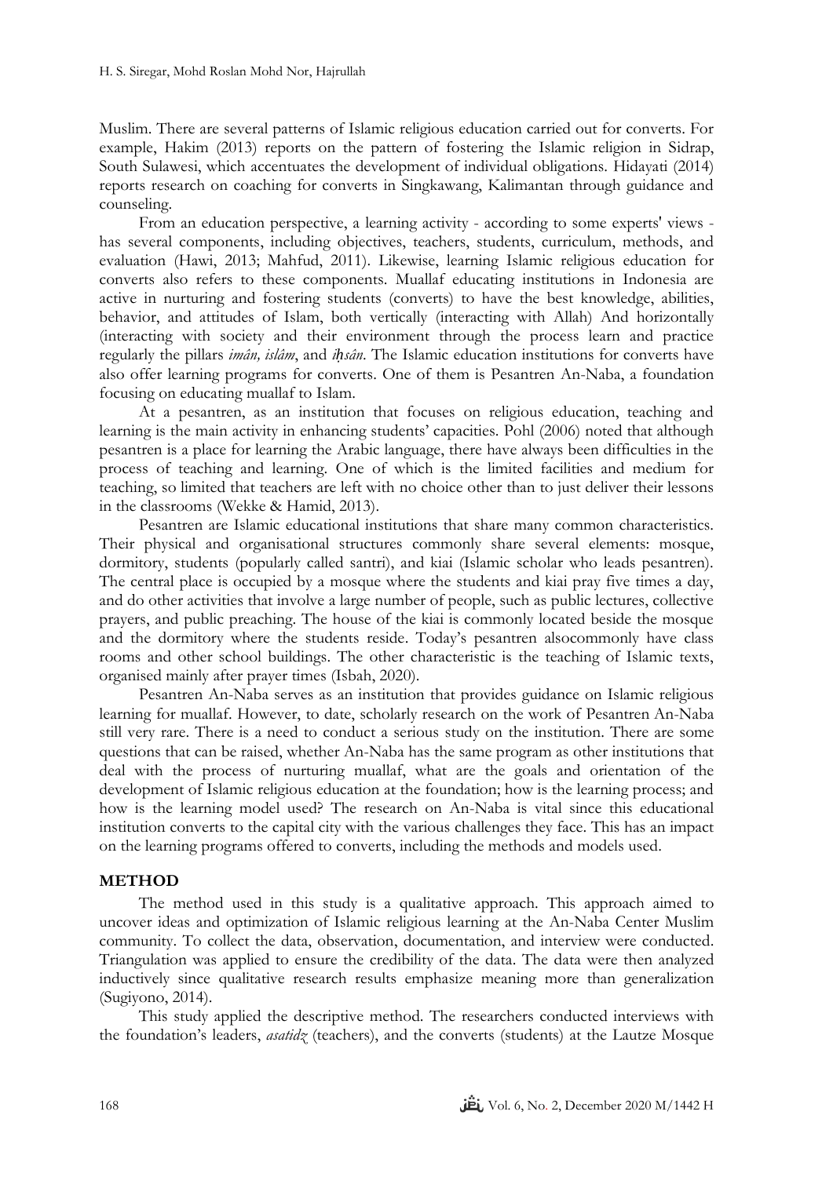Muslim. There are several patterns of Islamic religious education carried out for converts. For example, Hakim (2013) reports on the pattern of fostering the Islamic religion in Sidrap, South Sulawesi, which accentuates the development of individual obligations. Hidayati (2014) reports research on coaching for converts in Singkawang, Kalimantan through guidance and counseling.

From an education perspective, a learning activity - according to some experts' views - has several components, including objectives, teachers, students, curriculum, methods, and evaluation (Hawi, 2013; Mahfud, 2011). Likewise, learning Islamic religious education for converts also refers to these components. Muallaf educating institutions in Indonesia are active in nurturing and fostering students (converts) to have the best knowledge, abilities, behavior, and attitudes of Islam, both vertically (interacting with Allah) And horizontally (interacting with society and their environment through the process learn and practice regularly the pillars *imân, islâm*, and *iḥsân*. The Islamic education institutions for converts have also offer learning programs for converts. One of them is Pesantren An-Naba, a foundation focusing on educating muallaf to Islam.

At a pesantren, as an institution that focuses on religious education, teaching and learning is the main activity in enhancing students' capacities. Pohl (2006) noted that although pesantren is a place for learning the Arabic language, there have always been difficulties in the process of teaching and learning. One of which is the limited facilities and medium for teaching, so limited that teachers are left with no choice other than to just deliver their lessons in the classrooms (Wekke & Hamid, 2013).

Pesantren are Islamic educational institutions that share many common characteristics. Their physical and organisational structures commonly share several elements: mosque, dormitory, students (popularly called santri), and kiai (Islamic scholar who leads pesantren). The central place is occupied by a mosque where the students and kiai pray five times a day, and do other activities that involve a large number of people, such as public lectures, collective prayers, and public preaching. The house of the kiai is commonly located beside the mosque and the dormitory where the students reside. Today's pesantren alsocommonly have class rooms and other school buildings. The other characteristic is the teaching of Islamic texts, organised mainly after prayer times (Isbah, 2020).

Pesantren An-Naba serves as an institution that provides guidance on Islamic religious learning for muallaf. However, to date, scholarly research on the work of Pesantren An-Naba still very rare. There is a need to conduct a serious study on the institution. There are some questions that can be raised, whether An-Naba has the same program as other institutions that deal with the process of nurturing muallaf, what are the goals and orientation of the development of Islamic religious education at the foundation; how is the learning process; and how is the learning model used? The research on An-Naba is vital since this educational institution converts to the capital city with the various challenges they face. This has an impact on the learning programs offered to converts, including the methods and models used.

## METHOD

The method used in this study is a qualitative approach. This approach aimed to uncover ideas and optimization of Islamic religious learning at the An-Naba Center Muslim community. To collect the data, observation, documentation, and interview were conducted. Triangulation was applied to ensure the credibility of the data. The data were then analyzed inductively since qualitative research results emphasize meaning more than generalization (Sugiyono, 2014).

This study applied the descriptive method. The researchers conducted interviews with the foundation's leaders, *asatidz* (teachers), and the converts (students) at the Lautze Mosque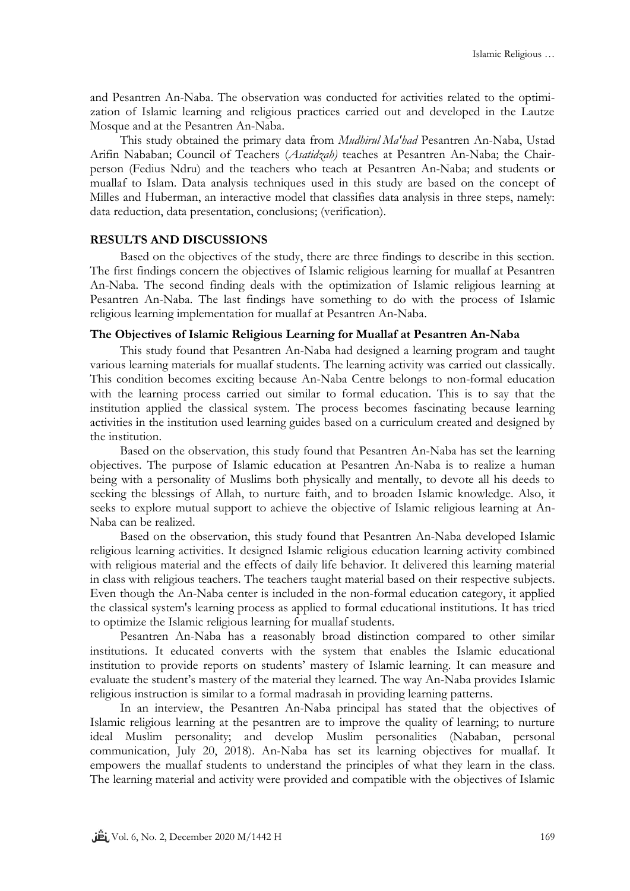and Pesantren An-Naba. The observation was conducted for activities related to the optimization of Islamic learning and religious practices carried out and developed in the Lautze Mosque and at the Pesantren An-Naba.

This study obtained the primary data from *Mudhirul Ma'had* Pesantren An-Naba, Ustad Arifin Nababan; Council of Teachers (*Asatidzah)* teaches at Pesantren An-Naba; the Chairperson (Fedius Ndru) and the teachers who teach at Pesantren An-Naba; and students or muallaf to Islam. Data analysis techniques used in this study are based on the concept of Milles and Huberman, an interactive model that classifies data analysis in three steps, namely: data reduction, data presentation, conclusions; (verification).

## RESULTS AND DISCUSSIONS

Based on the objectives of the study, there are three findings to describe in this section. The first findings concern the objectives of Islamic religious learning for muallaf at Pesantren An-Naba. The second finding deals with the optimization of Islamic religious learning at Pesantren An-Naba. The last findings have something to do with the process of Islamic religious learning implementation for muallaf at Pesantren An-Naba.

### The Objectives of Islamic Religious Learning for Muallaf at Pesantren An-Naba

This study found that Pesantren An-Naba had designed a learning program and taught various learning materials for muallaf students. The learning activity was carried out classically. This condition becomes exciting because An-Naba Centre belongs to non-formal education with the learning process carried out similar to formal education. This is to say that the institution applied the classical system. The process becomes fascinating because learning activities in the institution used learning guides based on a curriculum created and designed by the institution.

Based on the observation, this study found that Pesantren An-Naba has set the learning objectives. The purpose of Islamic education at Pesantren An-Naba is to realize a human being with a personality of Muslims both physically and mentally, to devote all his deeds to seeking the blessings of Allah, to nurture faith, and to broaden Islamic knowledge. Also, it seeks to explore mutual support to achieve the objective of Islamic religious learning at An-Naba can be realized.

Based on the observation, this study found that Pesantren An-Naba developed Islamic religious learning activities. It designed Islamic religious education learning activity combined with religious material and the effects of daily life behavior. It delivered this learning material in class with religious teachers. The teachers taught material based on their respective subjects. Even though the An-Naba center is included in the non-formal education category, it applied the classical system's learning process as applied to formal educational institutions. It has tried to optimize the Islamic religious learning for muallaf students.

Pesantren An-Naba has a reasonably broad distinction compared to other similar institutions. It educated converts with the system that enables the Islamic educational institution to provide reports on students' mastery of Islamic learning. It can measure and evaluate the student's mastery of the material they learned. The way An-Naba provides Islamic religious instruction is similar to a formal madrasah in providing learning patterns.

In an interview, the Pesantren An-Naba principal has stated that the objectives of Islamic religious learning at the pesantren are to improve the quality of learning; to nurture ideal Muslim personality; and develop Muslim personalities (Nababan, personal communication, July 20, 2018). An-Naba has set its learning objectives for muallaf. It empowers the muallaf students to understand the principles of what they learn in the class. The learning material and activity were provided and compatible with the objectives of Islamic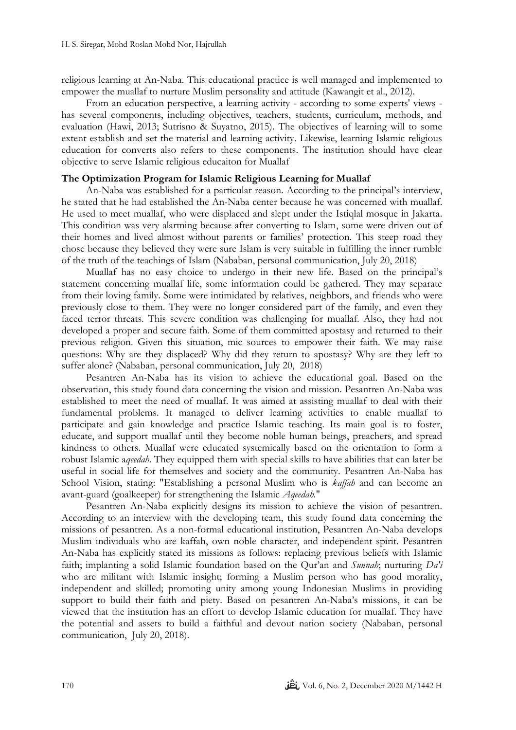religious learning at An-Naba. This educational practice is well managed and implemented to empower the muallaf to nurture Muslim personality and attitude (Kawangit et al., 2012).

From an education perspective, a learning activity - according to some experts' views - has several components, including objectives, teachers, students, curriculum, methods, and evaluation (Hawi, 2013; Sutrisno & Suyatno, 2015). The objectives of learning will to some extent establish and set the material and learning activity. Likewise, learning Islamic religious education for converts also refers to these components. The institution should have clear objective to serve Islamic religious educaiton for Muallaf

**The Optimization Program for Islamic Religious Learning for Muallaf**

An-Naba was established for a particular reason. According to the principal's interview, he stated that he had established the An-Naba center because he was concerned with muallaf. He used to meet muallaf, who were displaced and slept under the Istiqlal mosque in Jakarta. This condition was very alarming because after converting to Islam, some were driven out of their homes and lived almost without parents or families' protection. This steep road they chose because they believed they were sure Islam is very suitable in fulfilling the inner rumble of the truth of the teachings of Islam (Nababan, personal communication, July 20, 2018)

Muallaf has no easy choice to undergo in their new life. Based on the principal's statement concerning muallaf life, some information could be gathered. They may separate from their loving family. Some were intimidated by relatives, neighbors, and friends who were previously close to them. They were no longer considered part of the family, and even they faced terror threats. This severe condition was challenging for muallaf. Also, they had not developed a proper and secure faith. Some of them committed apostasy and returned to their previous religion. Given this situation, mic sources to empower their faith. We may raise questions: Why are they displaced? Why did they return to apostasy? Why are they left to suffer alone? (Nababan, personal communication, July 20, 2018)

Pesantren An-Naba has its vision to achieve the educational goal. Based on the observation, this study found data concerning the vision and mission. Pesantren An-Naba was established to meet the need of muallaf. It was aimed at assisting muallaf to deal with their fundamental problems. It managed to deliver learning activities to enable muallaf to participate and gain knowledge and practice Islamic teaching. Its main goal is to foster, educate, and support muallaf until they become noble human beings, preachers, and spread kindness to others. Muallaf were educated systemically based on the orientation to form a robust Islamic a*qeedah*. They equipped them with special skills to have abilities that can later be useful in social life for themselves and society and the community. Pesantren An-Naba has School Vision, stating: "Establishing a personal Muslim who is *kaffah* and can become an avant-guard (goalkeeper) for strengthening the Islamic *Aqeedah*."

Pesantren An-Naba explicitly designs its mission to achieve the vision of pesantren. According to an interview with the developing team, this study found data concerning the missions of pesantren. As a non-formal educational institution, Pesantren An-Naba develops Muslim individuals who are kaffah, own noble character, and independent spirit. Pesantren An-Naba has explicitly stated its missions as follows: replacing previous beliefs with Islamic faith; implanting a solid Islamic foundation based on the Qur'an and *Sunnah*; nurturing *Da'i* who are militant with Islamic insight; forming a Muslim person who has good morality, independent and skilled; promoting unity among young Indonesian Muslims in providing support to build their faith and piety. Based on pesantren An-Naba's missions, it can be viewed that the institution has an effort to develop Islamic education for muallaf. They have the potential and assets to build a faithful and devout nation society (Nababan, personal communication, July 20, 2018).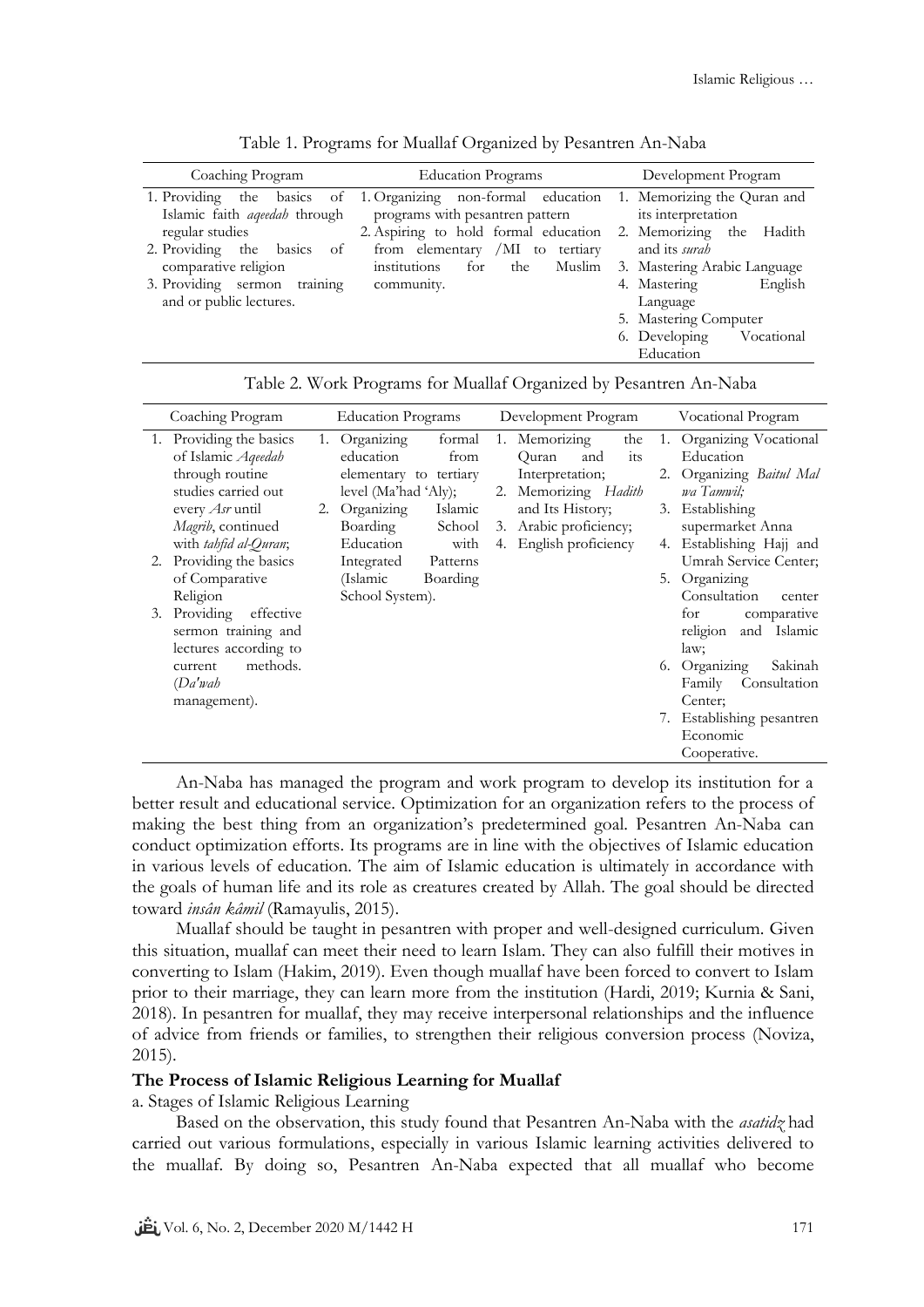Table 1. Programs for Muallaf Organized by Pesantren An-Naba

| Coaching Program | Education Programs | Development Program |
|---|---|---|
| 1. Providing the basics of Islamic faith *aqeedah* through regular studies<br>2. Providing the basics of comparative religion<br>3. Providing sermon training and or public lectures. | 1. Organizing non-formal education programs with pesantren pattern<br>2. Aspiring to hold formal education from elementary /MI to tertiary institutions for the Muslim community. | 1. Memorizing the Quran and its interpretation<br>2. Memorizing the Hadith and its *surah*<br>3. Mastering Arabic Language<br>4. Mastering English Language<br>5. Mastering Computer<br>6. Developing Vocational Education |

Table 2. Work Programs for Muallaf Organized by Pesantren An-Naba

| Coaching Program | Education Programs | Development Program | Vocational Program |
|---|---|---|---|
| 1. Providing the basics of Islamic *Aqeedah* through routine studies carried out every *Asr* until *Magrib*, continued with *tahfid al-Quran*;<br>2. Providing the basics of Comparative Religion<br>3. Providing effective sermon training and lectures according to current methods. (*Da'wah* management). | 1. Organizing formal education from elementary to tertiary level (Ma'had 'Aly);<br>2. Organizing Islamic Boarding School Education with Integrated Patterns (Islamic Boarding School System). | 1. Memorizing the Quran and its Interpretation;<br>2. Memorizing *Hadith* and Its History;<br>3. Arabic proficiency;<br>4. English proficiency | 1. Organizing Vocational Education<br>2. Organizing *Baitul Mal wa Tamwil;*<br>3. Establishing supermarket Anna<br>4. Establishing Hajj and Umrah Service Center;<br>5. Organizing Consultation center for comparative religion and Islamic law;<br>6. Organizing Sakinah Family Consultation Center;<br>7. Establishing pesantren Economic Cooperative. |

An-Naba has managed the program and work program to develop its institution for a better result and educational service. Optimization for an organization refers to the process of making the best thing from an organization's predetermined goal. Pesantren An-Naba can conduct optimization efforts. Its programs are in line with the objectives of Islamic education in various levels of education. The aim of Islamic education is ultimately in accordance with the goals of human life and its role as creatures created by Allah. The goal should be directed toward *insân kâmil* (Ramayulis, 2015).

Muallaf should be taught in pesantren with proper and well-designed curriculum. Given this situation, muallaf can meet their need to learn Islam. They can also fulfill their motives in converting to Islam (Hakim, 2019). Even though muallaf have been forced to convert to Islam prior to their marriage, they can learn more from the institution (Hardi, 2019; Kurnia & Sani, 2018). In pesantren for muallaf, they may receive interpersonal relationships and the influence of advice from friends or families, to strengthen their religious conversion process (Noviza, 2015).

**The Process of Islamic Religious Learning for Muallaf**

a. Stages of Islamic Religious Learning

Based on the observation, this study found that Pesantren An-Naba with the *asatidz* had carried out various formulations, especially in various Islamic learning activities delivered to the muallaf. By doing so, Pesantren An-Naba expected that all muallaf who become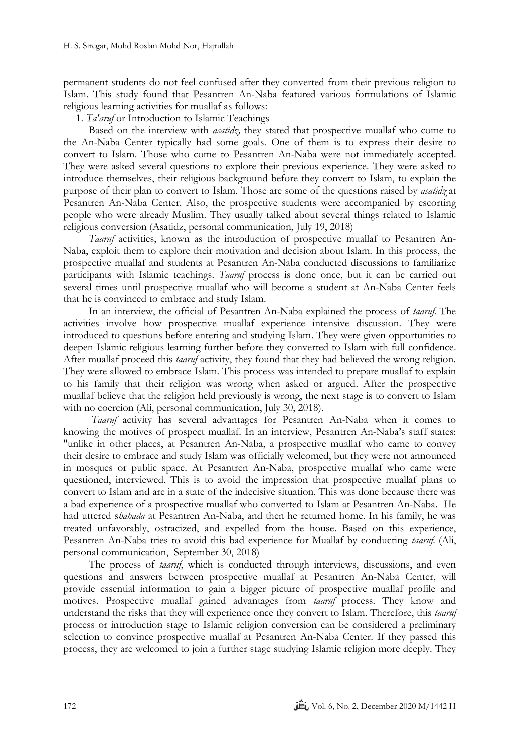permanent students do not feel confused after they converted from their previous religion to Islam. This study found that Pesantren An-Naba featured various formulations of Islamic religious learning activities for muallaf as follows:

1. *Ta'aruf* or Introduction to Islamic Teachings

Based on the interview with *asatidz*, they stated that prospective muallaf who come to the An-Naba Center typically had some goals. One of them is to express their desire to convert to Islam. Those who come to Pesantren An-Naba were not immediately accepted. They were asked several questions to explore their previous experience. They were asked to introduce themselves, their religious background before they convert to Islam, to explain the purpose of their plan to convert to Islam. Those are some of the questions raised by *asatidz* at Pesantren An-Naba Center. Also, the prospective students were accompanied by escorting people who were already Muslim. They usually talked about several things related to Islamic religious conversion (Asatidz, personal communication, July 19, 2018)

*Taaruf* activities, known as the introduction of prospective muallaf to Pesantren An-Naba, exploit them to explore their motivation and decision about Islam. In this process, the prospective muallaf and students at Pesantren An-Naba conducted discussions to familiarize participants with Islamic teachings. *Taaruf* process is done once, but it can be carried out several times until prospective muallaf who will become a student at An-Naba Center feels that he is convinced to embrace and study Islam.

In an interview, the official of Pesantren An-Naba explained the process of *taaruf*. The activities involve how prospective muallaf experience intensive discussion. They were introduced to questions before entering and studying Islam. They were given opportunities to deepen Islamic religious learning further before they converted to Islam with full confidence. After muallaf proceed this *taaruf* activity, they found that they had believed the wrong religion. They were allowed to embrace Islam. This process was intended to prepare muallaf to explain to his family that their religion was wrong when asked or argued. After the prospective muallaf believe that the religion held previously is wrong, the next stage is to convert to Islam with no coercion (Ali, personal communication, July 30, 2018).

*Taaruf* activity has several advantages for Pesantren An-Naba when it comes to knowing the motives of prospect muallaf. In an interview, Pesantren An-Naba's staff states: "unlike in other places, at Pesantren An-Naba, a prospective muallaf who came to convey their desire to embrace and study Islam was officially welcomed, but they were not announced in mosques or public space. At Pesantren An-Naba, prospective muallaf who came were questioned, interviewed. This is to avoid the impression that prospective muallaf plans to convert to Islam and are in a state of the indecisive situation. This was done because there was a bad experience of a prospective muallaf who converted to Islam at Pesantren An-Naba. He had uttered s*hahada* at Pesantren An-Naba, and then he returned home. In his family, he was treated unfavorably, ostracized, and expelled from the house. Based on this experience, Pesantren An-Naba tries to avoid this bad experience for Muallaf by conducting *taaruf*. (Ali, personal communication, September 30, 2018)

The process of *taaruf*, which is conducted through interviews, discussions, and even questions and answers between prospective muallaf at Pesantren An-Naba Center, will provide essential information to gain a bigger picture of prospective muallaf profile and motives. Prospective muallaf gained advantages from *taaruf* process. They know and understand the risks that they will experience once they convert to Islam. Therefore, this *taaruf* process or introduction stage to Islamic religion conversion can be considered a preliminary selection to convince prospective muallaf at Pesantren An-Naba Center. If they passed this process, they are welcomed to join a further stage studying Islamic religion more deeply. They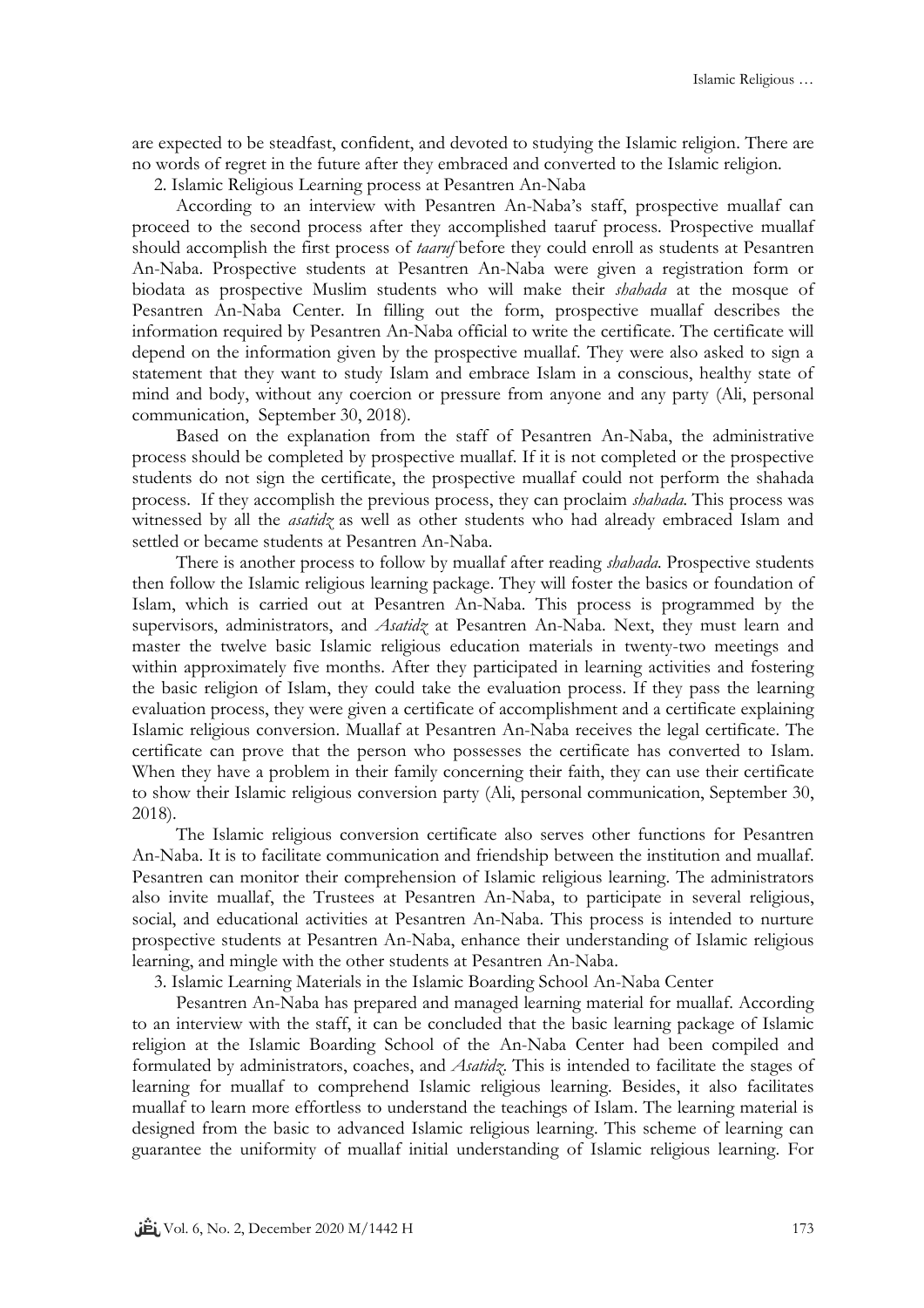are expected to be steadfast, confident, and devoted to studying the Islamic religion. There are no words of regret in the future after they embraced and converted to the Islamic religion.

2. Islamic Religious Learning process at Pesantren An-Naba

According to an interview with Pesantren An-Naba's staff, prospective muallaf can proceed to the second process after they accomplished taaruf process. Prospective muallaf should accomplish the first process of *taaruf* before they could enroll as students at Pesantren An-Naba. Prospective students at Pesantren An-Naba were given a registration form or biodata as prospective Muslim students who will make their *shahada* at the mosque of Pesantren An-Naba Center. In filling out the form, prospective muallaf describes the information required by Pesantren An-Naba official to write the certificate. The certificate will depend on the information given by the prospective muallaf. They were also asked to sign a statement that they want to study Islam and embrace Islam in a conscious, healthy state of mind and body, without any coercion or pressure from anyone and any party (Ali, personal communication, September 30, 2018).

Based on the explanation from the staff of Pesantren An-Naba, the administrative process should be completed by prospective muallaf. If it is not completed or the prospective students do not sign the certificate, the prospective muallaf could not perform the shahada process. If they accomplish the previous process, they can proclaim *shahada*. This process was witnessed by all the *asatidz* as well as other students who had already embraced Islam and settled or became students at Pesantren An-Naba.

There is another process to follow by muallaf after reading *shahada*. Prospective students then follow the Islamic religious learning package. They will foster the basics or foundation of Islam, which is carried out at Pesantren An-Naba. This process is programmed by the supervisors, administrators, and *Asatidz* at Pesantren An-Naba. Next, they must learn and master the twelve basic Islamic religious education materials in twenty-two meetings and within approximately five months. After they participated in learning activities and fostering the basic religion of Islam, they could take the evaluation process. If they pass the learning evaluation process, they were given a certificate of accomplishment and a certificate explaining Islamic religious conversion. Muallaf at Pesantren An-Naba receives the legal certificate. The certificate can prove that the person who possesses the certificate has converted to Islam. When they have a problem in their family concerning their faith, they can use their certificate to show their Islamic religious conversion party (Ali, personal communication, September 30, 2018).

The Islamic religious conversion certificate also serves other functions for Pesantren An-Naba. It is to facilitate communication and friendship between the institution and muallaf. Pesantren can monitor their comprehension of Islamic religious learning. The administrators also invite muallaf, the Trustees at Pesantren An-Naba, to participate in several religious, social, and educational activities at Pesantren An-Naba. This process is intended to nurture prospective students at Pesantren An-Naba, enhance their understanding of Islamic religious learning, and mingle with the other students at Pesantren An-Naba.

3. Islamic Learning Materials in the Islamic Boarding School An-Naba Center

Pesantren An-Naba has prepared and managed learning material for muallaf. According to an interview with the staff, it can be concluded that the basic learning package of Islamic religion at the Islamic Boarding School of the An-Naba Center had been compiled and formulated by administrators, coaches, and *Asatidz*. This is intended to facilitate the stages of learning for muallaf to comprehend Islamic religious learning. Besides, it also facilitates muallaf to learn more effortless to understand the teachings of Islam. The learning material is designed from the basic to advanced Islamic religious learning. This scheme of learning can guarantee the uniformity of muallaf initial understanding of Islamic religious learning. For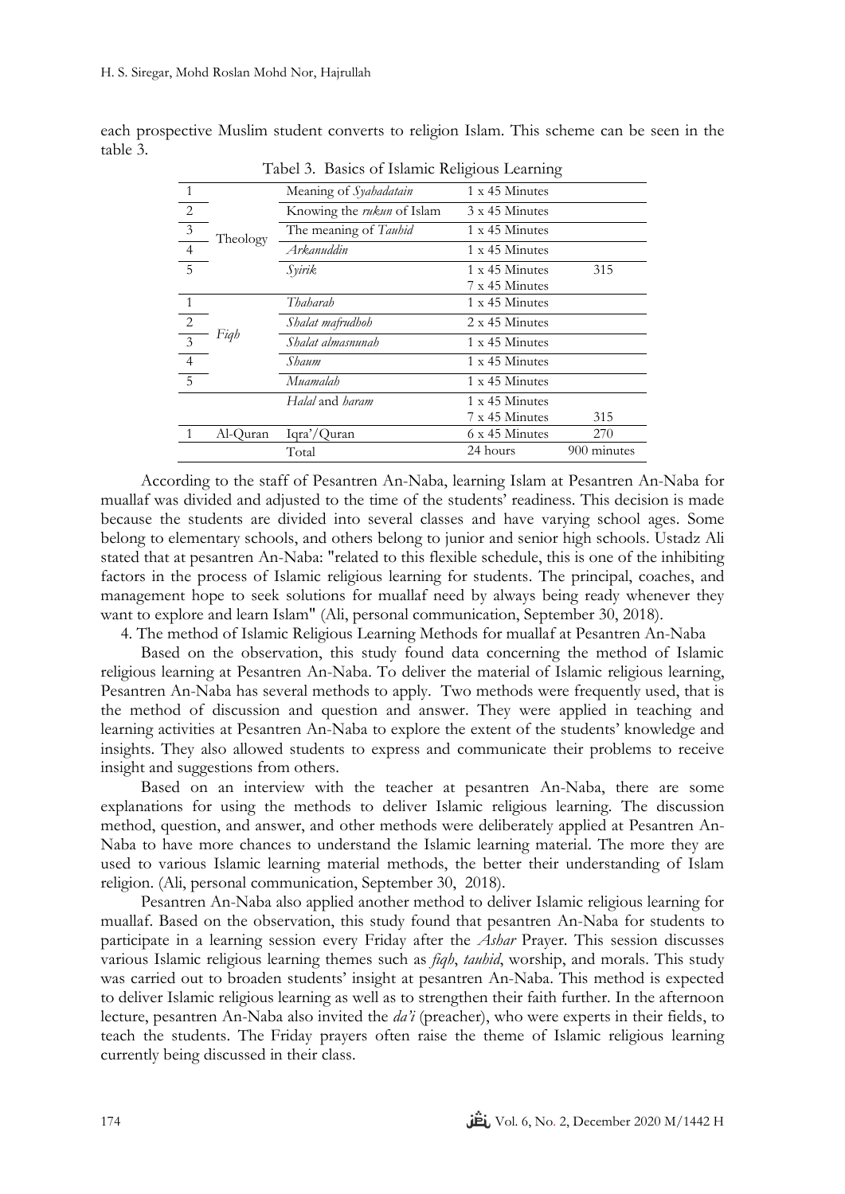each prospective Muslim student converts to religion Islam. This scheme can be seen in the table 3.

Tabel 3. Basics of Islamic Religious Learning

| | | | | |
|---|---|---|---|---|
| 1 | Theology | Meaning of *Syahadatain* | 1 x 45 Minutes | |
| 2 | | Knowing the *rukun* of Islam | 3 x 45 Minutes | |
| 3 | | The meaning of *Tauhid* | 1 x 45 Minutes | |
| 4 | | *Arkanuddin* | 1 x 45 Minutes | |
| 5 | | *Syirik* | 1 x 45 Minutes<br>7 x 45 Minutes | 315 |
| 1 | *Fiqh* | *Thaharah* | 1 x 45 Minutes | |
| 2 | | *Shalat mafrudhoh* | 2 x 45 Minutes | |
| 3 | | *Shalat almasnunah* | 1 x 45 Minutes | |
| 4 | | *Shaum* | 1 x 45 Minutes | |
| 5 | | *Muamalah* | 1 x 45 Minutes | |
| | | *Halal* and *haram* | 1 x 45 Minutes<br>7 x 45 Minutes | 315 |
| 1 | Al-Quran | Iqra'/Quran | 6 x 45 Minutes | 270 |
| | | Total | 24 hours | 900 minutes |

According to the staff of Pesantren An-Naba, learning Islam at Pesantren An-Naba for muallaf was divided and adjusted to the time of the students' readiness. This decision is made because the students are divided into several classes and have varying school ages. Some belong to elementary schools, and others belong to junior and senior high schools. Ustadz Ali stated that at pesantren An-Naba: "related to this flexible schedule, this is one of the inhibiting factors in the process of Islamic religious learning for students. The principal, coaches, and management hope to seek solutions for muallaf need by always being ready whenever they want to explore and learn Islam" (Ali, personal communication, September 30, 2018).

4. The method of Islamic Religious Learning Methods for muallaf at Pesantren An-Naba

Based on the observation, this study found data concerning the method of Islamic religious learning at Pesantren An-Naba. To deliver the material of Islamic religious learning, Pesantren An-Naba has several methods to apply. Two methods were frequently used, that is the method of discussion and question and answer. They were applied in teaching and learning activities at Pesantren An-Naba to explore the extent of the students' knowledge and insights. They also allowed students to express and communicate their problems to receive insight and suggestions from others.

Based on an interview with the teacher at pesantren An-Naba, there are some explanations for using the methods to deliver Islamic religious learning. The discussion method, question, and answer, and other methods were deliberately applied at Pesantren An-Naba to have more chances to understand the Islamic learning material. The more they are used to various Islamic learning material methods, the better their understanding of Islam religion. (Ali, personal communication, September 30, 2018).

Pesantren An-Naba also applied another method to deliver Islamic religious learning for muallaf. Based on the observation, this study found that pesantren An-Naba for students to participate in a learning session every Friday after the *Ashar* Prayer. This session discusses various Islamic religious learning themes such as *fiqh*, *tauhid*, worship, and morals. This study was carried out to broaden students' insight at pesantren An-Naba. This method is expected to deliver Islamic religious learning as well as to strengthen their faith further. In the afternoon lecture, pesantren An-Naba also invited the *da'i* (preacher), who were experts in their fields, to teach the students. The Friday prayers often raise the theme of Islamic religious learning currently being discussed in their class.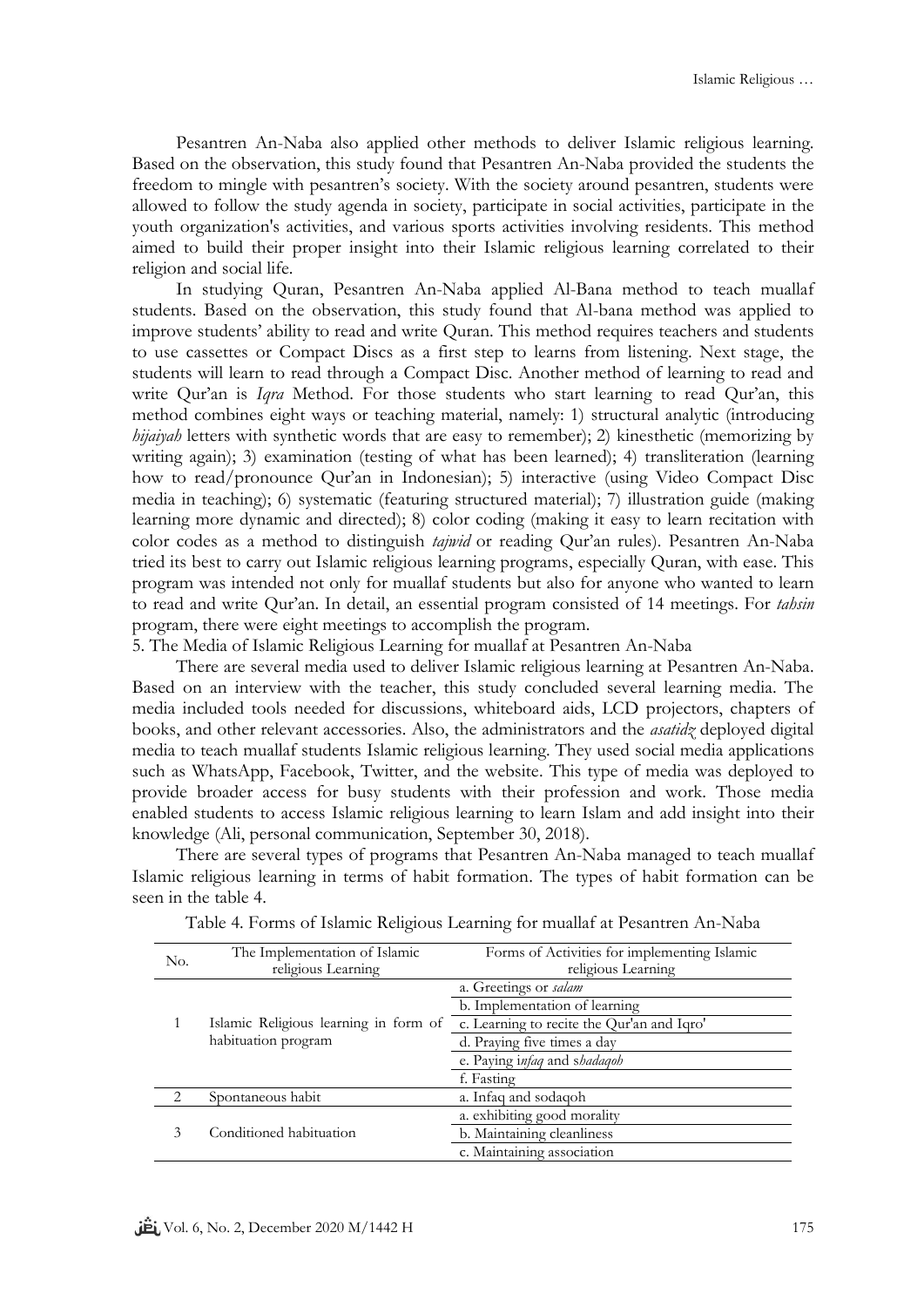Pesantren An-Naba also applied other methods to deliver Islamic religious learning. Based on the observation, this study found that Pesantren An-Naba provided the students the freedom to mingle with pesantren's society. With the society around pesantren, students were allowed to follow the study agenda in society, participate in social activities, participate in the youth organization's activities, and various sports activities involving residents. This method aimed to build their proper insight into their Islamic religious learning correlated to their religion and social life.

In studying Quran, Pesantren An-Naba applied Al-Bana method to teach muallaf students. Based on the observation, this study found that Al-bana method was applied to improve students' ability to read and write Quran. This method requires teachers and students to use cassettes or Compact Discs as a first step to learns from listening. Next stage, the students will learn to read through a Compact Disc. Another method of learning to read and write Qur'an is *Iqra* Method. For those students who start learning to read Qur'an, this method combines eight ways or teaching material, namely: 1) structural analytic (introducing *hijaiyah* letters with synthetic words that are easy to remember); 2) kinesthetic (memorizing by writing again); 3) examination (testing of what has been learned); 4) transliteration (learning how to read/pronounce Qur'an in Indonesian); 5) interactive (using Video Compact Disc media in teaching); 6) systematic (featuring structured material); 7) illustration guide (making learning more dynamic and directed); 8) color coding (making it easy to learn recitation with color codes as a method to distinguish *tajwid* or reading Qur'an rules). Pesantren An-Naba tried its best to carry out Islamic religious learning programs, especially Quran, with ease. This program was intended not only for muallaf students but also for anyone who wanted to learn to read and write Qur'an. In detail, an essential program consisted of 14 meetings. For *tahsin* program, there were eight meetings to accomplish the program.

5. The Media of Islamic Religious Learning for muallaf at Pesantren An-Naba

There are several media used to deliver Islamic religious learning at Pesantren An-Naba. Based on an interview with the teacher, this study concluded several learning media. The media included tools needed for discussions, whiteboard aids, LCD projectors, chapters of books, and other relevant accessories. Also, the administrators and the *asatidz* deployed digital media to teach muallaf students Islamic religious learning. They used social media applications such as WhatsApp, Facebook, Twitter, and the website. This type of media was deployed to provide broader access for busy students with their profession and work. Those media enabled students to access Islamic religious learning to learn Islam and add insight into their knowledge (Ali, personal communication, September 30, 2018).

There are several types of programs that Pesantren An-Naba managed to teach muallaf Islamic religious learning in terms of habit formation. The types of habit formation can be seen in the table 4.

Table 4. Forms of Islamic Religious Learning for muallaf at Pesantren An-Naba

| No. | The Implementation of Islamic religious Learning | Forms of Activities for implementing Islamic religious Learning |
|---|---|---|
| 1 | Islamic Religious learning in form of habituation program | a. Greetings or *salam* |
| | | b. Implementation of learning |
| | | c. Learning to recite the Qur'an and Iqro' |
| | | d. Praying five times a day |
| | | e. Paying i*nfaq* and s*hadaqoh* |
| | | f. Fasting |
| 2 | Spontaneous habit | a. Infaq and sodaqoh |
| 3 | Conditioned habituation | a. exhibiting good morality |
| | | b. Maintaining cleanliness |
| | | c. Maintaining association |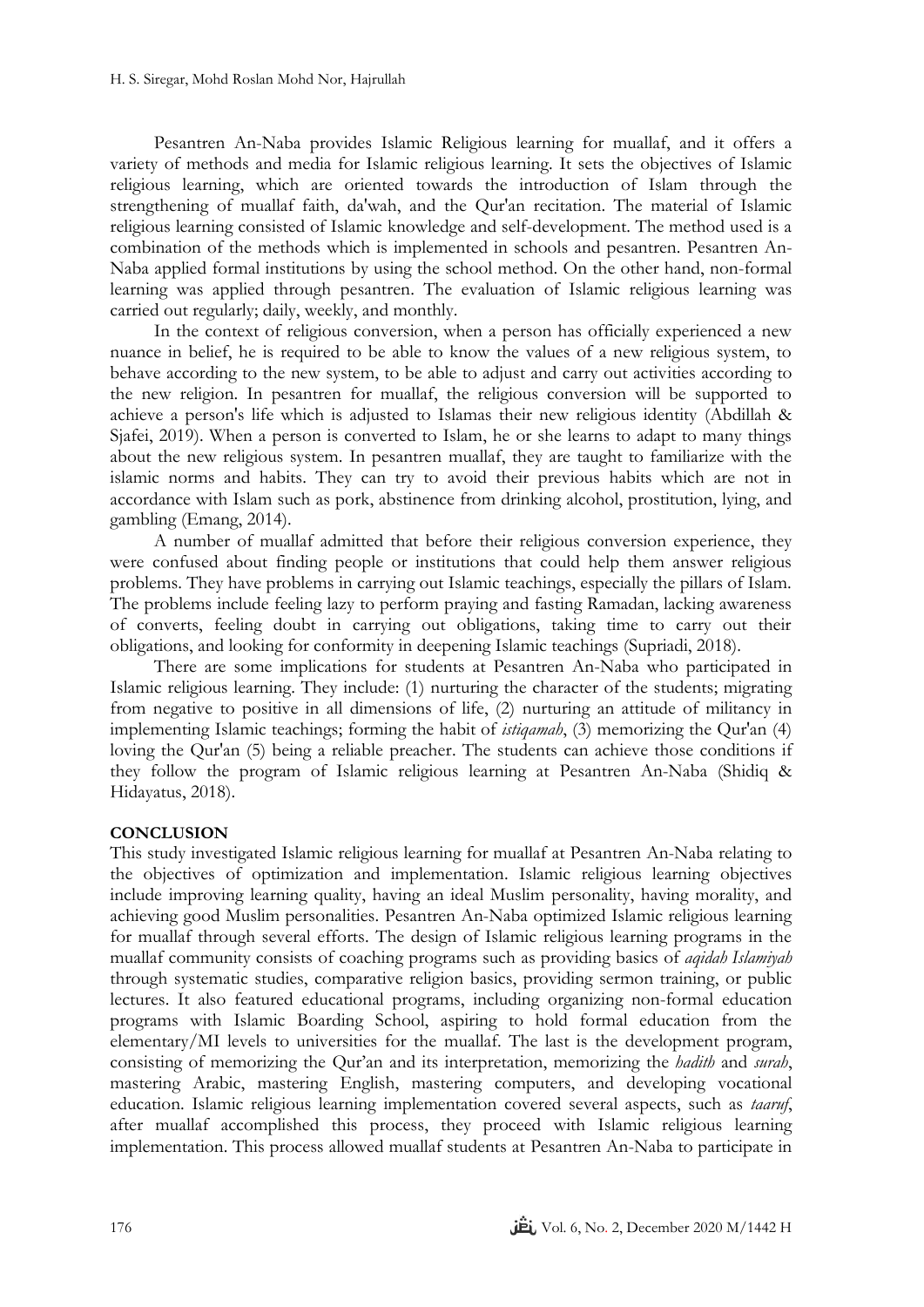Pesantren An-Naba provides Islamic Religious learning for muallaf, and it offers a variety of methods and media for Islamic religious learning. It sets the objectives of Islamic religious learning, which are oriented towards the introduction of Islam through the strengthening of muallaf faith, da'wah, and the Qur'an recitation. The material of Islamic religious learning consisted of Islamic knowledge and self-development. The method used is a combination of the methods which is implemented in schools and pesantren. Pesantren An-Naba applied formal institutions by using the school method. On the other hand, non-formal learning was applied through pesantren. The evaluation of Islamic religious learning was carried out regularly; daily, weekly, and monthly.

In the context of religious conversion, when a person has officially experienced a new nuance in belief, he is required to be able to know the values of a new religious system, to behave according to the new system, to be able to adjust and carry out activities according to the new religion. In pesantren for muallaf, the religious conversion will be supported to achieve a person's life which is adjusted to Islamas their new religious identity (Abdillah & Sjafei, 2019). When a person is converted to Islam, he or she learns to adapt to many things about the new religious system. In pesantren muallaf, they are taught to familiarize with the islamic norms and habits. They can try to avoid their previous habits which are not in accordance with Islam such as pork, abstinence from drinking alcohol, prostitution, lying, and gambling (Emang, 2014).

A number of muallaf admitted that before their religious conversion experience, they were confused about finding people or institutions that could help them answer religious problems. They have problems in carrying out Islamic teachings, especially the pillars of Islam. The problems include feeling lazy to perform praying and fasting Ramadan, lacking awareness of converts, feeling doubt in carrying out obligations, taking time to carry out their obligations, and looking for conformity in deepening Islamic teachings (Supriadi, 2018).

There are some implications for students at Pesantren An-Naba who participated in Islamic religious learning. They include: (1) nurturing the character of the students; migrating from negative to positive in all dimensions of life, (2) nurturing an attitude of militancy in implementing Islamic teachings; forming the habit of *istiqamah*, (3) memorizing the Qur'an (4) loving the Qur'an (5) being a reliable preacher. The students can achieve those conditions if they follow the program of Islamic religious learning at Pesantren An-Naba (Shidiq & Hidayatus, 2018).

## CONCLUSION

This study investigated Islamic religious learning for muallaf at Pesantren An-Naba relating to the objectives of optimization and implementation. Islamic religious learning objectives include improving learning quality, having an ideal Muslim personality, having morality, and achieving good Muslim personalities. Pesantren An-Naba optimized Islamic religious learning for muallaf through several efforts. The design of Islamic religious learning programs in the muallaf community consists of coaching programs such as providing basics of *aqidah Islamiyah* through systematic studies, comparative religion basics, providing sermon training, or public lectures. It also featured educational programs, including organizing non-formal education programs with Islamic Boarding School, aspiring to hold formal education from the elementary/MI levels to universities for the muallaf. The last is the development program, consisting of memorizing the Qur'an and its interpretation, memorizing the *hadith* and *surah*, mastering Arabic, mastering English, mastering computers, and developing vocational education. Islamic religious learning implementation covered several aspects, such as *taaruf*, after muallaf accomplished this process, they proceed with Islamic religious learning implementation. This process allowed muallaf students at Pesantren An-Naba to participate in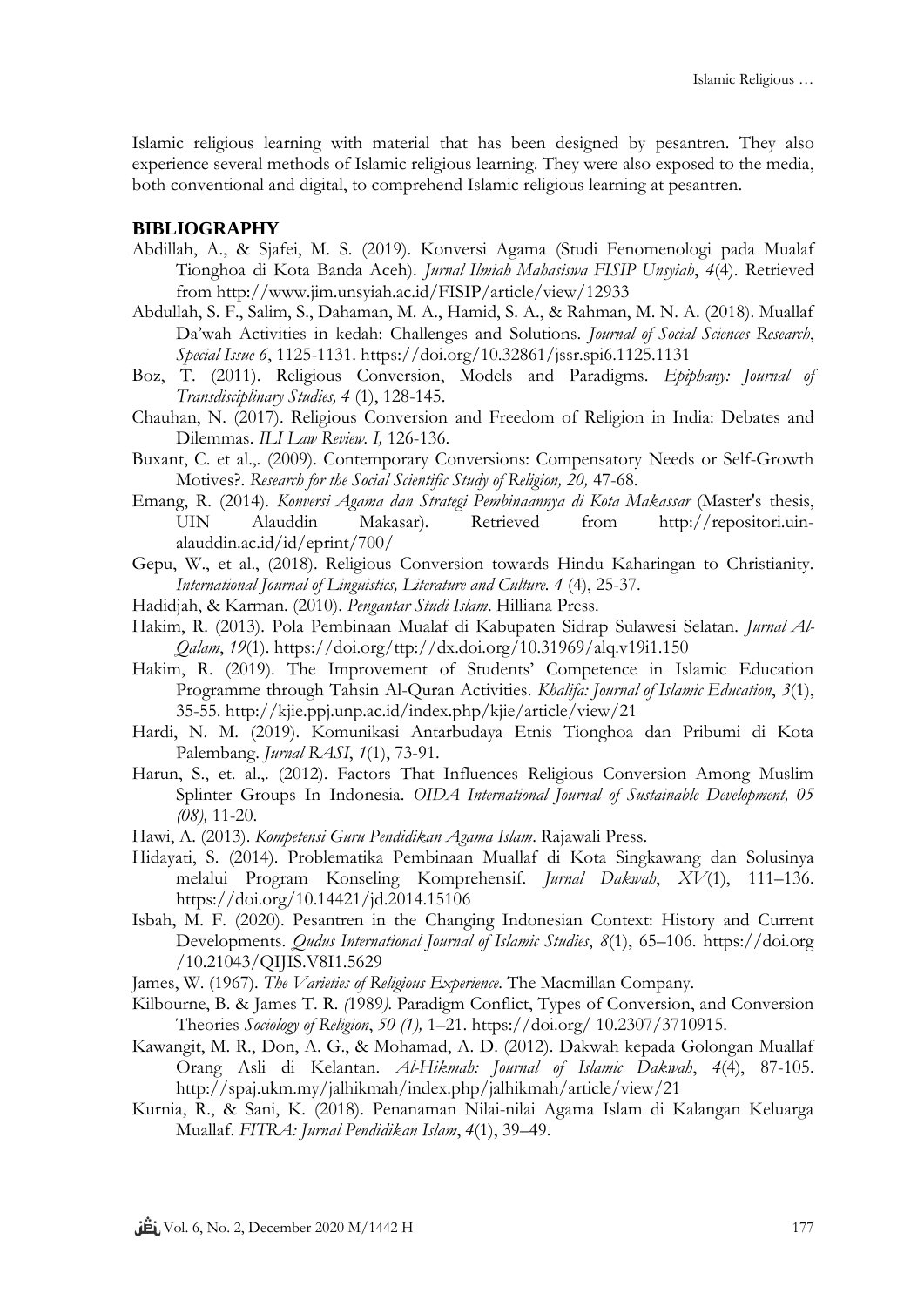Islamic religious learning with material that has been designed by pesantren. They also experience several methods of Islamic religious learning. They were also exposed to the media, both conventional and digital, to comprehend Islamic religious learning at pesantren.

## BIBLIOGRAPHY

Abdillah, A., & Sjafei, M. S. (2019). Konversi Agama (Studi Fenomenologi pada Mualaf Tionghoa di Kota Banda Aceh). *Jurnal Ilmiah Mahasiswa FISIP Unsyiah*, *4*(4). Retrieved from http://www.jim.unsyiah.ac.id/FISIP/article/view/12933

Abdullah, S. F., Salim, S., Dahaman, M. A., Hamid, S. A., & Rahman, M. N. A. (2018). Muallaf Da'wah Activities in kedah: Challenges and Solutions. *Journal of Social Sciences Research*, *Special Issue 6*, 1125-1131. https://doi.org/10.32861/jssr.spi6.1125.1131

Boz, T. (2011). Religious Conversion, Models and Paradigms. *Epiphany: Journal of Transdisciplinary Studies, 4* (1), 128-145.

Chauhan, N. (2017). Religious Conversion and Freedom of Religion in India: Debates and Dilemmas. *ILI Law Review. I,* 126-136.

Buxant, C. et al.,. (2009). Contemporary Conversions: Compensatory Needs or Self-Growth Motives?. *Research for the Social Scientific Study of Religion, 20,* 47-68.

Emang, R. (2014). *Konversi Agama dan Strategi Pembinaannya di Kota Makassar* (Master's thesis, UIN Alauddin Makasar). Retrieved from http://repositori.uin-alauddin.ac.id/id/eprint/700/

Gepu, W., et al., (2018). Religious Conversion towards Hindu Kaharingan to Christianity. *International Journal of Linguistics, Literature and Culture. 4* (4), 25-37.

Hadidjah, & Karman. (2010). *Pengantar Studi Islam*. Hilliana Press.

Hakim, R. (2013). Pola Pembinaan Mualaf di Kabupaten Sidrap Sulawesi Selatan. *Jurnal Al-Qalam*, *19*(1). https://doi.org/ttp://dx.doi.org/10.31969/alq.v19i1.150

Hakim, R. (2019). The Improvement of Students' Competence in Islamic Education Programme through Tahsin Al-Quran Activities. *Khalifa: Journal of Islamic Education*, *3*(1), 35-55. http://kjie.ppj.unp.ac.id/index.php/kjie/article/view/21

Hardi, N. M. (2019). Komunikasi Antarbudaya Etnis Tionghoa dan Pribumi di Kota Palembang. *Jurnal RASI*, *1*(1), 73-91.

Harun, S., et. al.,. (2012). Factors That Influences Religious Conversion Among Muslim Splinter Groups In Indonesia. *OIDA International Journal of Sustainable Development, 05 (08),* 11-20.

Hawi, A. (2013). *Kompetensi Guru Pendidikan Agama Islam*. Rajawali Press.

Hidayati, S. (2014). Problematika Pembinaan Muallaf di Kota Singkawang dan Solusinya melalui Program Konseling Komprehensif. *Jurnal Dakwah*, *XV*(1), 111–136. https://doi.org/10.14421/jd.2014.15106

Isbah, M. F. (2020). Pesantren in the Changing Indonesian Context: History and Current Developments. *Qudus International Journal of Islamic Studies*, *8*(1), 65–106. https://doi.org /10.21043/QIJIS.V8I1.5629

James, W. (1967). *The Varieties of Religious Experience*. The Macmillan Company.

Kilbourne, B. & James T. R. *(*1989*).* Paradigm Conflict, Types of Conversion, and Conversion Theories *Sociology of Religion*, *50 (1),* 1–21. https://doi.org/ 10.2307/3710915.

Kawangit, M. R., Don, A. G., & Mohamad, A. D. (2012). Dakwah kepada Golongan Muallaf Orang Asli di Kelantan. *Al-Hikmah: Journal of Islamic Dakwah*, *4*(4), 87-105. http://spaj.ukm.my/jalhikmah/index.php/jalhikmah/article/view/21

Kurnia, R., & Sani, K. (2018). Penanaman Nilai-nilai Agama Islam di Kalangan Keluarga Muallaf. *FITRA: Jurnal Pendidikan Islam*, *4*(1), 39–49.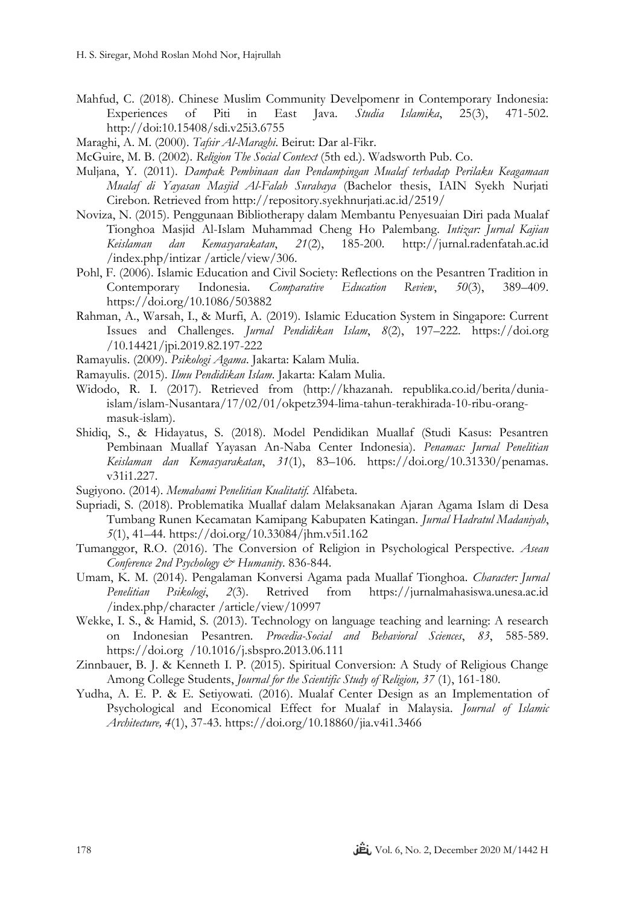Mahfud, C. (2018). Chinese Muslim Community Develpomenr in Contemporary Indonesia: Experiences of Piti in East Java. *Studia Islamika*, 25(3), 471-502. http://doi:10.15408/sdi.v25i3.6755

Maraghi, A. M. (2000). *Tafsir Al-Maraghi*. Beirut: Dar al-Fikr.

McGuire, M. B. (2002). *Religion The Social Context* (5th ed.). Wadsworth Pub. Co.

Muljana, Y. (2011). *Dampak Pembinaan dan Pendampingan Mualaf terhadap Perilaku Keagamaan Mualaf di Yayasan Masjid Al-Falah Surabaya* (Bachelor thesis, IAIN Syekh Nurjati Cirebon. Retrieved from http://repository.syekhnurjati.ac.id/2519/

Noviza, N. (2015). Penggunaan Bibliotherapy dalam Membantu Penyesuaian Diri pada Mualaf Tionghoa Masjid Al-Islam Muhammad Cheng Ho Palembang. *Intizar: Jurnal Kajian Keislaman dan Kemasyarakatan*, *21*(2), 185-200. http://jurnal.radenfatah.ac.id /index.php/intizar /article/view/306.

Pohl, F. (2006). Islamic Education and Civil Society: Reflections on the Pesantren Tradition in Contemporary Indonesia. *Comparative Education Review*, *50*(3), 389–409. https://doi.org/10.1086/503882

Rahman, A., Warsah, I., & Murfi, A. (2019). Islamic Education System in Singapore: Current Issues and Challenges. *Jurnal Pendidikan Islam*, *8*(2), 197–222. https://doi.org /10.14421/jpi.2019.82.197-222

Ramayulis. (2009). *Psikologi Agama*. Jakarta: Kalam Mulia.

Ramayulis. (2015). *Ilmu Pendidikan Islam*. Jakarta: Kalam Mulia.

Widodo, R. I. (2017). Retrieved from (http://khazanah. republika.co.id/berita/dunia-islam/islam-Nusantara/17/02/01/okpetz394-lima-tahun-terakhirada-10-ribu-orang-masuk-islam).

Shidiq, S., & Hidayatus, S. (2018). Model Pendidikan Muallaf (Studi Kasus: Pesantren Pembinaan Muallaf Yayasan An-Naba Center Indonesia). *Penamas: Jurnal Penelitian Keislaman dan Kemasyarakatan*, *31*(1), 83–106. https://doi.org/10.31330/penamas. v31i1.227.

Sugiyono. (2014). *Memahami Penelitian Kualitatif.* Alfabeta.

Supriadi, S. (2018). Problematika Muallaf dalam Melaksanakan Ajaran Agama Islam di Desa Tumbang Runen Kecamatan Kamipang Kabupaten Katingan. *Jurnal Hadratul Madaniyah*, *5*(1), 41–44. https://doi.org/10.33084/jhm.v5i1.162

Tumanggor, R.O. (2016). The Conversion of Religion in Psychological Perspective. *Asean Conference 2nd Psychology & Humanity*. 836-844.

Umam, K. M. (2014). Pengalaman Konversi Agama pada Muallaf Tionghoa. *Character: Jurnal Penelitian Psikologi*, *2*(3). Retrived from https://jurnalmahasiswa.unesa.ac.id /index.php/character /article/view/10997

Wekke, I. S., & Hamid, S. (2013). Technology on language teaching and learning: A research on Indonesian Pesantren. *Procedia-Social and Behavioral Sciences*, *83*, 585-589. https://doi.org /10.1016/j.sbspro.2013.06.111

Zinnbauer, B. J. & Kenneth I. P. (2015). Spiritual Conversion: A Study of Religious Change Among College Students, *Journal for the Scientific Study of Religion, 37* (1), 161-180.

Yudha, A. E. P. & E. Setiyowati. (2016). Mualaf Center Design as an Implementation of Psychological and Economical Effect for Mualaf in Malaysia. *Journal of Islamic Architecture, 4*(1), 37-43. https://doi.org/10.18860/jia.v4i1.3466